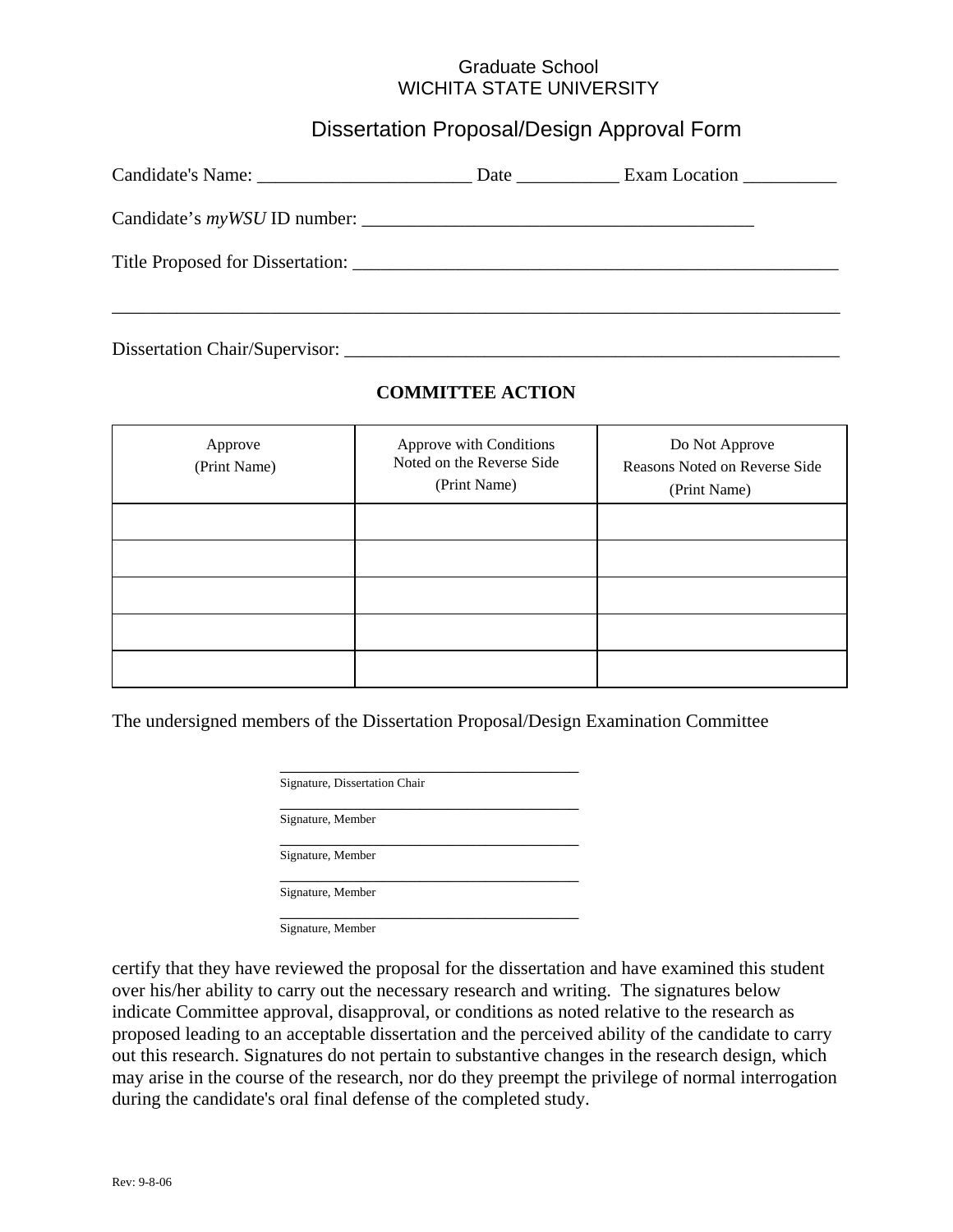Graduate School
WICHITA STATE UNIVERSITY

# Dissertation Proposal/Design Approval Form

Candidate's Name: ______________________ Date ___________ Exam Location __________

Candidate's *myWSU* ID number: __________________________________________

Title Proposed for Dissertation: _____________________________________________________

_____________________________________________________________________________

Dissertation Chair/Supervisor: ______________________________________________________

## COMMITTEE ACTION

| Approve (Print Name) | Approve with Conditions Noted on the Reverse Side (Print Name) | Do Not Approve Reasons Noted on Reverse Side (Print Name) |
|---|---|---|
| | | |
| | | |
| | | |
| | | |
| | | |

The undersigned members of the Dissertation Proposal/Design Examination Committee

_____________________________________
Signature, Dissertation Chair

_____________________________________
Signature, Member

_____________________________________
Signature, Member

_____________________________________
Signature, Member

_____________________________________
Signature, Member

certify that they have reviewed the proposal for the dissertation and have examined this student over his/her ability to carry out the necessary research and writing. The signatures below indicate Committee approval, disapproval, or conditions as noted relative to the research as proposed leading to an acceptable dissertation and the perceived ability of the candidate to carry out this research. Signatures do not pertain to substantive changes in the research design, which may arise in the course of the research, nor do they preempt the privilege of normal interrogation during the candidate's oral final defense of the completed study.

Rev: 9-8-06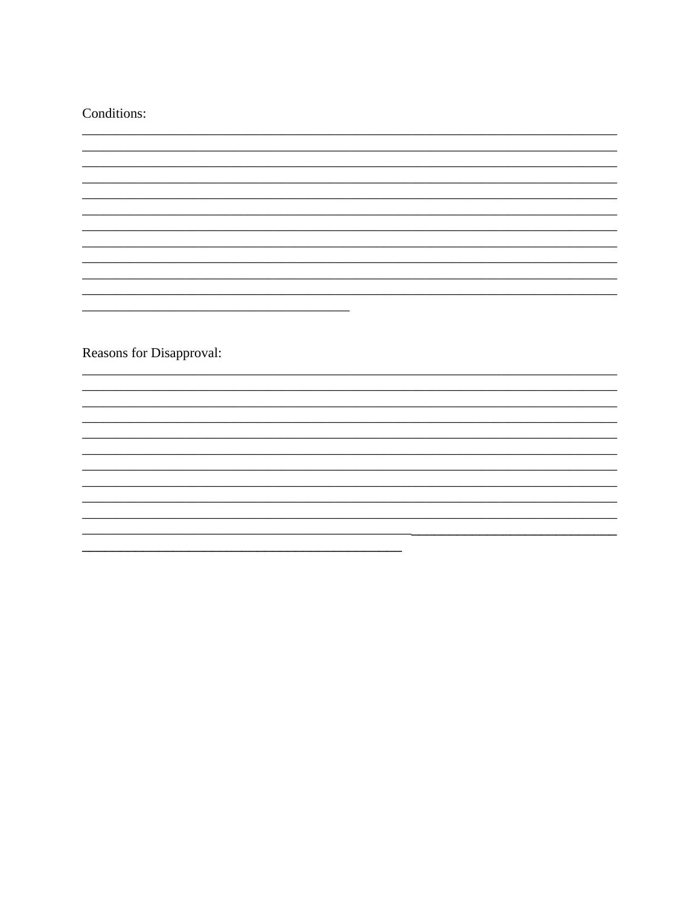Conditions:

________________________________________________________________________________
________________________________________________________________________________
________________________________________________________________________________
________________________________________________________________________________
________________________________________________________________________________
________________________________________________________________________________
________________________________________________________________________________
________________________________________________________________________________
________________________________________________________________________________
________________________________________________________________________________
________________________________________________________________________________
________________________________________

Reasons for Disapproval:

________________________________________________________________________________
________________________________________________________________________________
________________________________________________________________________________
________________________________________________________________________________
________________________________________________________________________________
________________________________________________________________________________
________________________________________________________________________________
________________________________________________________________________________
________________________________________________________________________________
________________________________________________________________________________
________________________________________________________________________________
________________________________________________